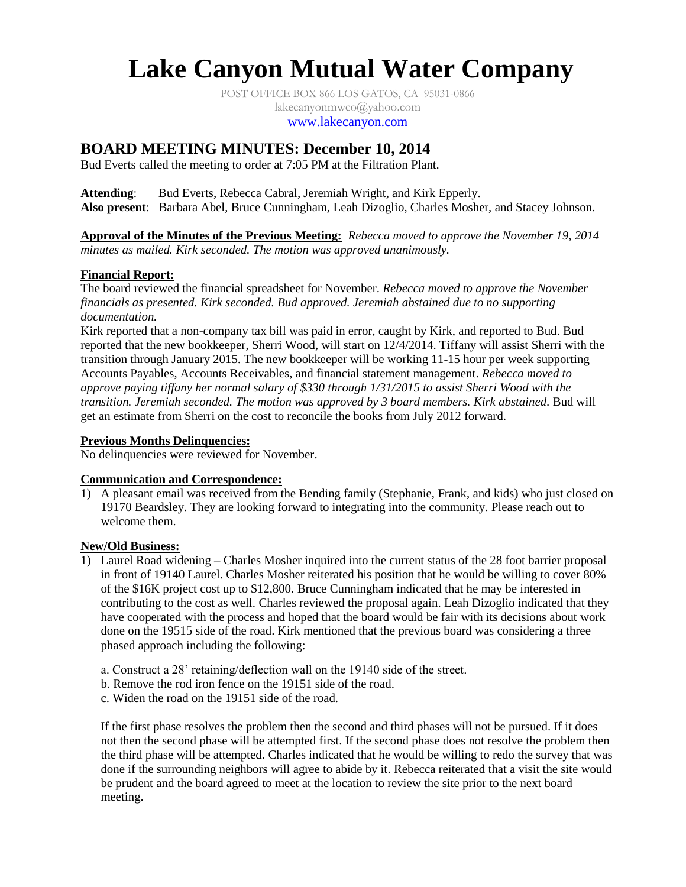# Lake Canyon Mutual Water Company

POST OFFICE BOX 866 LOS GATOS, CA 95031-0866
lakecanyonmwco@yahoo.com
www.lakecanyon.com

## BOARD MEETING MINUTES: December 10, 2014

Bud Everts called the meeting to order at 7:05 PM at the Filtration Plant.

**Attending**: Bud Everts, Rebecca Cabral, Jeremiah Wright, and Kirk Epperly.
**Also present**: Barbara Abel, Bruce Cunningham, Leah Dizoglio, Charles Mosher, and Stacey Johnson.

**Approval of the Minutes of the Previous Meeting:** *Rebecca moved to approve the November 19, 2014 minutes as mailed. Kirk seconded. The motion was approved unanimously.*

**Financial Report:**
The board reviewed the financial spreadsheet for November. *Rebecca moved to approve the November financials as presented. Kirk seconded. Bud approved. Jeremiah abstained due to no supporting documentation.*
Kirk reported that a non-company tax bill was paid in error, caught by Kirk, and reported to Bud. Bud reported that the new bookkeeper, Sherri Wood, will start on 12/4/2014. Tiffany will assist Sherri with the transition through January 2015. The new bookkeeper will be working 11-15 hour per week supporting Accounts Payables, Accounts Receivables, and financial statement management. *Rebecca moved to approve paying tiffany her normal salary of $330 through 1/31/2015 to assist Sherri Wood with the transition. Jeremiah seconded. The motion was approved by 3 board members. Kirk abstained.* Bud will get an estimate from Sherri on the cost to reconcile the books from July 2012 forward.

**Previous Months Delinquencies:**
No delinquencies were reviewed for November.

**Communication and Correspondence:**

1) A pleasant email was received from the Bending family (Stephanie, Frank, and kids) who just closed on 19170 Beardsley. They are looking forward to integrating into the community. Please reach out to welcome them.

**New/Old Business:**

1) Laurel Road widening – Charles Mosher inquired into the current status of the 28 foot barrier proposal in front of 19140 Laurel. Charles Mosher reiterated his position that he would be willing to cover 80% of the $16K project cost up to $12,800. Bruce Cunningham indicated that he may be interested in contributing to the cost as well. Charles reviewed the proposal again. Leah Dizoglio indicated that they have cooperated with the process and hoped that the board would be fair with its decisions about work done on the 19515 side of the road. Kirk mentioned that the previous board was considering a three phased approach including the following:

   a. Construct a 28' retaining/deflection wall on the 19140 side of the street.
   b. Remove the rod iron fence on the 19151 side of the road.
   c. Widen the road on the 19151 side of the road.

   If the first phase resolves the problem then the second and third phases will not be pursued. If it does not then the second phase will be attempted first. If the second phase does not resolve the problem then the third phase will be attempted. Charles indicated that he would be willing to redo the survey that was done if the surrounding neighbors will agree to abide by it. Rebecca reiterated that a visit the site would be prudent and the board agreed to meet at the location to review the site prior to the next board meeting.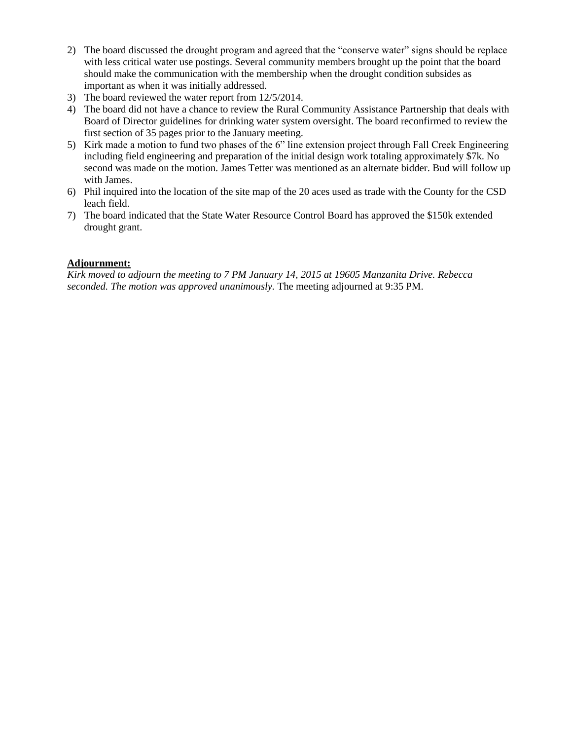2) The board discussed the drought program and agreed that the "conserve water" signs should be replace with less critical water use postings. Several community members brought up the point that the board should make the communication with the membership when the drought condition subsides as important as when it was initially addressed.
3) The board reviewed the water report from 12/5/2014.
4) The board did not have a chance to review the Rural Community Assistance Partnership that deals with Board of Director guidelines for drinking water system oversight. The board reconfirmed to review the first section of 35 pages prior to the January meeting.
5) Kirk made a motion to fund two phases of the 6" line extension project through Fall Creek Engineering including field engineering and preparation of the initial design work totaling approximately $7k. No second was made on the motion. James Tetter was mentioned as an alternate bidder. Bud will follow up with James.
6) Phil inquired into the location of the site map of the 20 aces used as trade with the County for the CSD leach field.
7) The board indicated that the State Water Resource Control Board has approved the $150k extended drought grant.

**Adjournment:**

*Kirk moved to adjourn the meeting to 7 PM January 14, 2015 at 19605 Manzanita Drive. Rebecca seconded. The motion was approved unanimously.* The meeting adjourned at 9:35 PM.